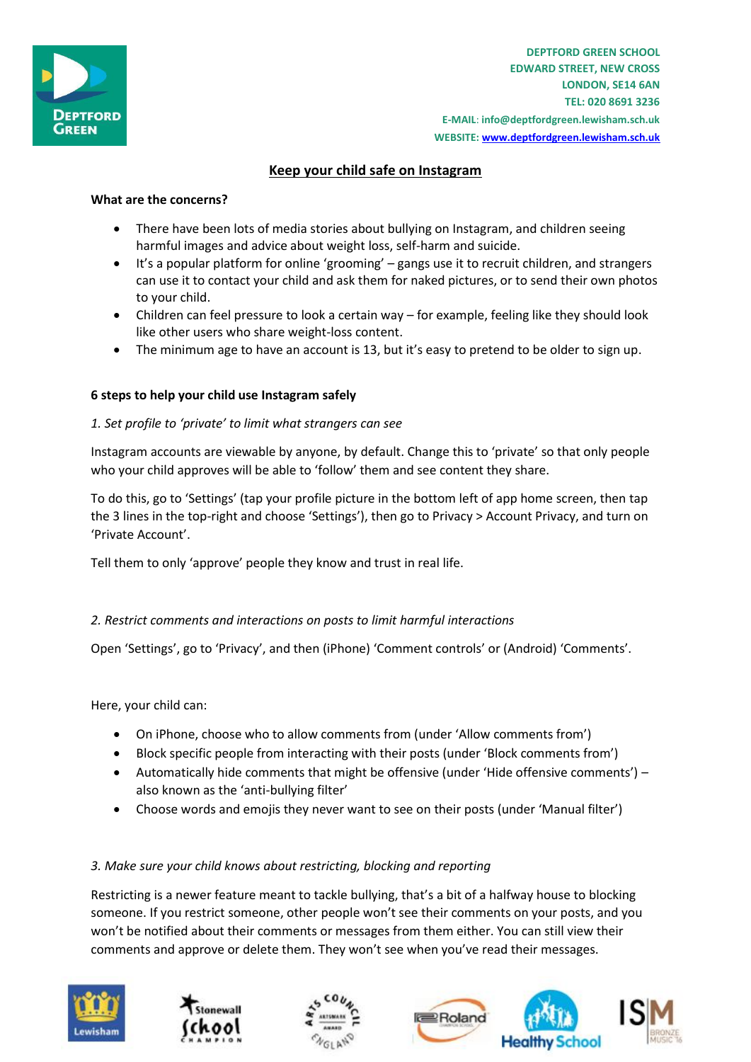DEPTFORD GREEN SCHOOL
EDWARD STREET, NEW CROSS
LONDON, SE14 6AN
TEL: 020 8691 3236
E-MAIL: info@deptfordgreen.lewisham.sch.uk
WEBSITE: www.deptfordgreen.lewisham.sch.uk

# Keep your child safe on Instagram

**What are the concerns?**

- There have been lots of media stories about bullying on Instagram, and children seeing harmful images and advice about weight loss, self-harm and suicide.
- It's a popular platform for online 'grooming' – gangs use it to recruit children, and strangers can use it to contact your child and ask them for naked pictures, or to send their own photos to your child.
- Children can feel pressure to look a certain way – for example, feeling like they should look like other users who share weight-loss content.
- The minimum age to have an account is 13, but it's easy to pretend to be older to sign up.

**6 steps to help your child use Instagram safely**

*1. Set profile to 'private' to limit what strangers can see*

Instagram accounts are viewable by anyone, by default. Change this to 'private' so that only people who your child approves will be able to 'follow' them and see content they share.

To do this, go to 'Settings' (tap your profile picture in the bottom left of app home screen, then tap the 3 lines in the top-right and choose 'Settings'), then go to Privacy > Account Privacy, and turn on 'Private Account'.

Tell them to only 'approve' people they know and trust in real life.

*2. Restrict comments and interactions on posts to limit harmful interactions*

Open 'Settings', go to 'Privacy', and then (iPhone) 'Comment controls' or (Android) 'Comments'.

Here, your child can:

- On iPhone, choose who to allow comments from (under 'Allow comments from')
- Block specific people from interacting with their posts (under 'Block comments from')
- Automatically hide comments that might be offensive (under 'Hide offensive comments') – also known as the 'anti-bullying filter'
- Choose words and emojis they never want to see on their posts (under 'Manual filter')

*3. Make sure your child knows about restricting, blocking and reporting*

Restricting is a newer feature meant to tackle bullying, that's a bit of a halfway house to blocking someone. If you restrict someone, other people won't see their comments on your posts, and you won't be notified about their comments or messages from them either. You can still view their comments and approve or delete them. They won't see when you've read their messages.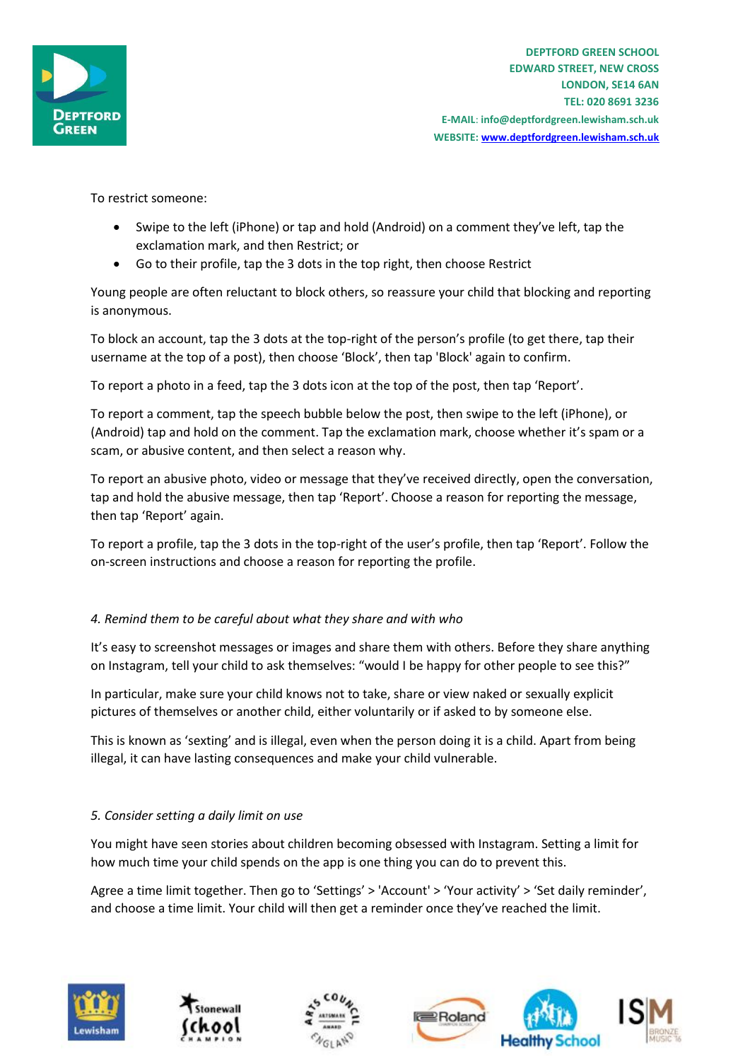To restrict someone:

- Swipe to the left (iPhone) or tap and hold (Android) on a comment they've left, tap the exclamation mark, and then Restrict; or
- Go to their profile, tap the 3 dots in the top right, then choose Restrict

Young people are often reluctant to block others, so reassure your child that blocking and reporting is anonymous.

To block an account, tap the 3 dots at the top-right of the person's profile (to get there, tap their username at the top of a post), then choose 'Block', then tap 'Block' again to confirm.

To report a photo in a feed, tap the 3 dots icon at the top of the post, then tap 'Report'.

To report a comment, tap the speech bubble below the post, then swipe to the left (iPhone), or (Android) tap and hold on the comment. Tap the exclamation mark, choose whether it's spam or a scam, or abusive content, and then select a reason why.

To report an abusive photo, video or message that they've received directly, open the conversation, tap and hold the abusive message, then tap 'Report'. Choose a reason for reporting the message, then tap 'Report' again.

To report a profile, tap the 3 dots in the top-right of the user's profile, then tap 'Report'. Follow the on-screen instructions and choose a reason for reporting the profile.

*4. Remind them to be careful about what they share and with who*

It's easy to screenshot messages or images and share them with others. Before they share anything on Instagram, tell your child to ask themselves: "would I be happy for other people to see this?"

In particular, make sure your child knows not to take, share or view naked or sexually explicit pictures of themselves or another child, either voluntarily or if asked to by someone else.

This is known as 'sexting' and is illegal, even when the person doing it is a child. Apart from being illegal, it can have lasting consequences and make your child vulnerable.

*5. Consider setting a daily limit on use*

You might have seen stories about children becoming obsessed with Instagram. Setting a limit for how much time your child spends on the app is one thing you can do to prevent this.

Agree a time limit together. Then go to 'Settings' > 'Account' > 'Your activity' > 'Set daily reminder', and choose a time limit. Your child will then get a reminder once they've reached the limit.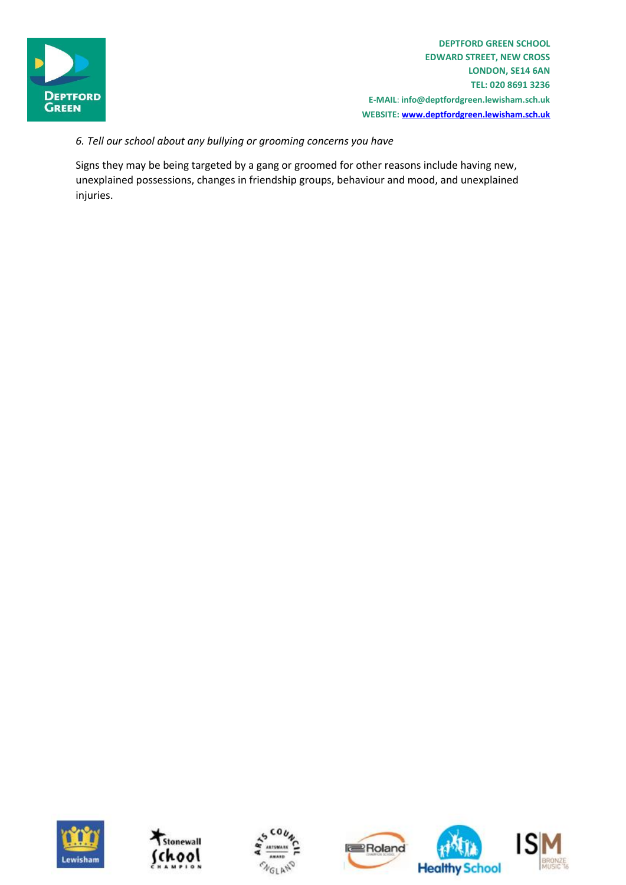*6. Tell our school about any bullying or grooming concerns you have*

Signs they may be being targeted by a gang or groomed for other reasons include having new, unexplained possessions, changes in friendship groups, behaviour and mood, and unexplained injuries.